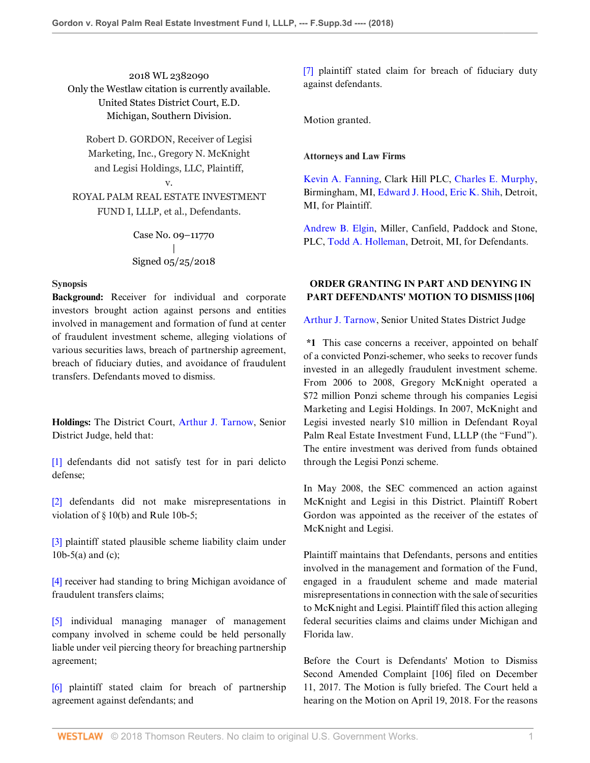2018 WL 2382090
Only the Westlaw citation is currently available.
United States District Court, E.D. Michigan, Southern Division.

Robert D. GORDON, Receiver of Legisi Marketing, Inc., Gregory N. McKnight and Legisi Holdings, LLC, Plaintiff,
v.
ROYAL PALM REAL ESTATE INVESTMENT FUND I, LLLP, et al., Defendants.

Case No. 09–11770
|
Signed 05/25/2018

**Synopsis**

**Background:** Receiver for individual and corporate investors brought action against persons and entities involved in management and formation of fund at center of fraudulent investment scheme, alleging violations of various securities laws, breach of partnership agreement, breach of fiduciary duties, and avoidance of fraudulent transfers. Defendants moved to dismiss.

**Holdings:** The District Court, Arthur J. Tarnow, Senior District Judge, held that:

[1] defendants did not satisfy test for in pari delicto defense;

[2] defendants did not make misrepresentations in violation of § 10(b) and Rule 10b-5;

[3] plaintiff stated plausible scheme liability claim under 10b-5(a) and (c);

[4] receiver had standing to bring Michigan avoidance of fraudulent transfers claims;

[5] individual managing manager of management company involved in scheme could be held personally liable under veil piercing theory for breaching partnership agreement;

[6] plaintiff stated claim for breach of partnership agreement against defendants; and

[7] plaintiff stated claim for breach of fiduciary duty against defendants.

Motion granted.

**Attorneys and Law Firms**

Kevin A. Fanning, Clark Hill PLC, Charles E. Murphy, Birmingham, MI, Edward J. Hood, Eric K. Shih, Detroit, MI, for Plaintiff.

Andrew B. Elgin, Miller, Canfield, Paddock and Stone, PLC, Todd A. Holleman, Detroit, MI, for Defendants.

## ORDER GRANTING IN PART AND DENYING IN PART DEFENDANTS' MOTION TO DISMISS [106]

Arthur J. Tarnow, Senior United States District Judge

**\*1** This case concerns a receiver, appointed on behalf of a convicted Ponzi-schemer, who seeks to recover funds invested in an allegedly fraudulent investment scheme. From 2006 to 2008, Gregory McKnight operated a $72 million Ponzi scheme through his companies Legisi Marketing and Legisi Holdings. In 2007, McKnight and Legisi invested nearly $10 million in Defendant Royal Palm Real Estate Investment Fund, LLLP (the "Fund"). The entire investment was derived from funds obtained through the Legisi Ponzi scheme.

In May 2008, the SEC commenced an action against McKnight and Legisi in this District. Plaintiff Robert Gordon was appointed as the receiver of the estates of McKnight and Legisi.

Plaintiff maintains that Defendants, persons and entities involved in the management and formation of the Fund, engaged in a fraudulent scheme and made material misrepresentations in connection with the sale of securities to McKnight and Legisi. Plaintiff filed this action alleging federal securities claims and claims under Michigan and Florida law.

Before the Court is Defendants' Motion to Dismiss Second Amended Complaint [106] filed on December 11, 2017. The Motion is fully briefed. The Court held a hearing on the Motion on April 19, 2018. For the reasons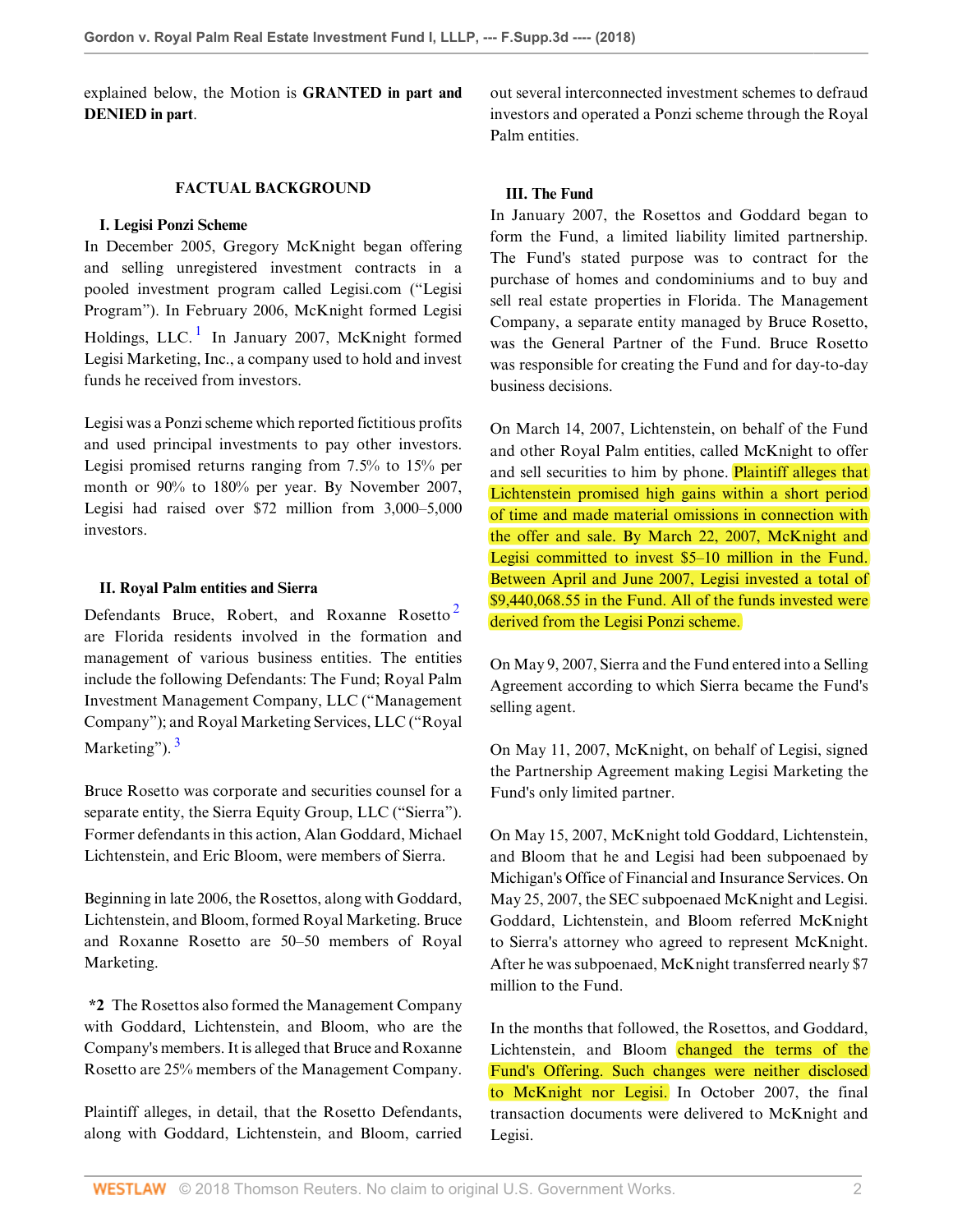explained below, the Motion is **GRANTED in part and DENIED in part**.

## FACTUAL BACKGROUND

### I. Legisi Ponzi Scheme

In December 2005, Gregory McKnight began offering and selling unregistered investment contracts in a pooled investment program called Legisi.com ("Legisi Program"). In February 2006, McKnight formed Legisi Holdings, LLC.[1] In January 2007, McKnight formed Legisi Marketing, Inc., a company used to hold and invest funds he received from investors.

Legisi was a Ponzi scheme which reported fictitious profits and used principal investments to pay other investors. Legisi promised returns ranging from 7.5% to 15% per month or 90% to 180% per year. By November 2007, Legisi had raised over $72 million from 3,000–5,000 investors.

### II. Royal Palm entities and Sierra

Defendants Bruce, Robert, and Roxanne Rosetto[2] are Florida residents involved in the formation and management of various business entities. The entities include the following Defendants: The Fund; Royal Palm Investment Management Company, LLC ("Management Company"); and Royal Marketing Services, LLC ("Royal Marketing").[3]

Bruce Rosetto was corporate and securities counsel for a separate entity, the Sierra Equity Group, LLC ("Sierra"). Former defendants in this action, Alan Goddard, Michael Lichtenstein, and Eric Bloom, were members of Sierra.

Beginning in late 2006, the Rosettos, along with Goddard, Lichtenstein, and Bloom, formed Royal Marketing. Bruce and Roxanne Rosetto are 50–50 members of Royal Marketing.

**\*2** The Rosettos also formed the Management Company with Goddard, Lichtenstein, and Bloom, who are the Company's members. It is alleged that Bruce and Roxanne Rosetto are 25% members of the Management Company.

Plaintiff alleges, in detail, that the Rosetto Defendants, along with Goddard, Lichtenstein, and Bloom, carried out several interconnected investment schemes to defraud investors and operated a Ponzi scheme through the Royal Palm entities.

### III. The Fund

In January 2007, the Rosettos and Goddard began to form the Fund, a limited liability limited partnership. The Fund's stated purpose was to contract for the purchase of homes and condominiums and to buy and sell real estate properties in Florida. The Management Company, a separate entity managed by Bruce Rosetto, was the General Partner of the Fund. Bruce Rosetto was responsible for creating the Fund and for day-to-day business decisions.

On March 14, 2007, Lichtenstein, on behalf of the Fund and other Royal Palm entities, called McKnight to offer and sell securities to him by phone. Plaintiff alleges that Lichtenstein promised high gains within a short period of time and made material omissions in connection with the offer and sale. By March 22, 2007, McKnight and Legisi committed to invest $5–10 million in the Fund. Between April and June 2007, Legisi invested a total of $9,440,068.55 in the Fund. All of the funds invested were derived from the Legisi Ponzi scheme.

On May 9, 2007, Sierra and the Fund entered into a Selling Agreement according to which Sierra became the Fund's selling agent.

On May 11, 2007, McKnight, on behalf of Legisi, signed the Partnership Agreement making Legisi Marketing the Fund's only limited partner.

On May 15, 2007, McKnight told Goddard, Lichtenstein, and Bloom that he and Legisi had been subpoenaed by Michigan's Office of Financial and Insurance Services. On May 25, 2007, the SEC subpoenaed McKnight and Legisi. Goddard, Lichtenstein, and Bloom referred McKnight to Sierra's attorney who agreed to represent McKnight. After he was subpoenaed, McKnight transferred nearly $7 million to the Fund.

In the months that followed, the Rosettos, and Goddard, Lichtenstein, and Bloom changed the terms of the Fund's Offering. Such changes were neither disclosed to McKnight nor Legisi. In October 2007, the final transaction documents were delivered to McKnight and Legisi.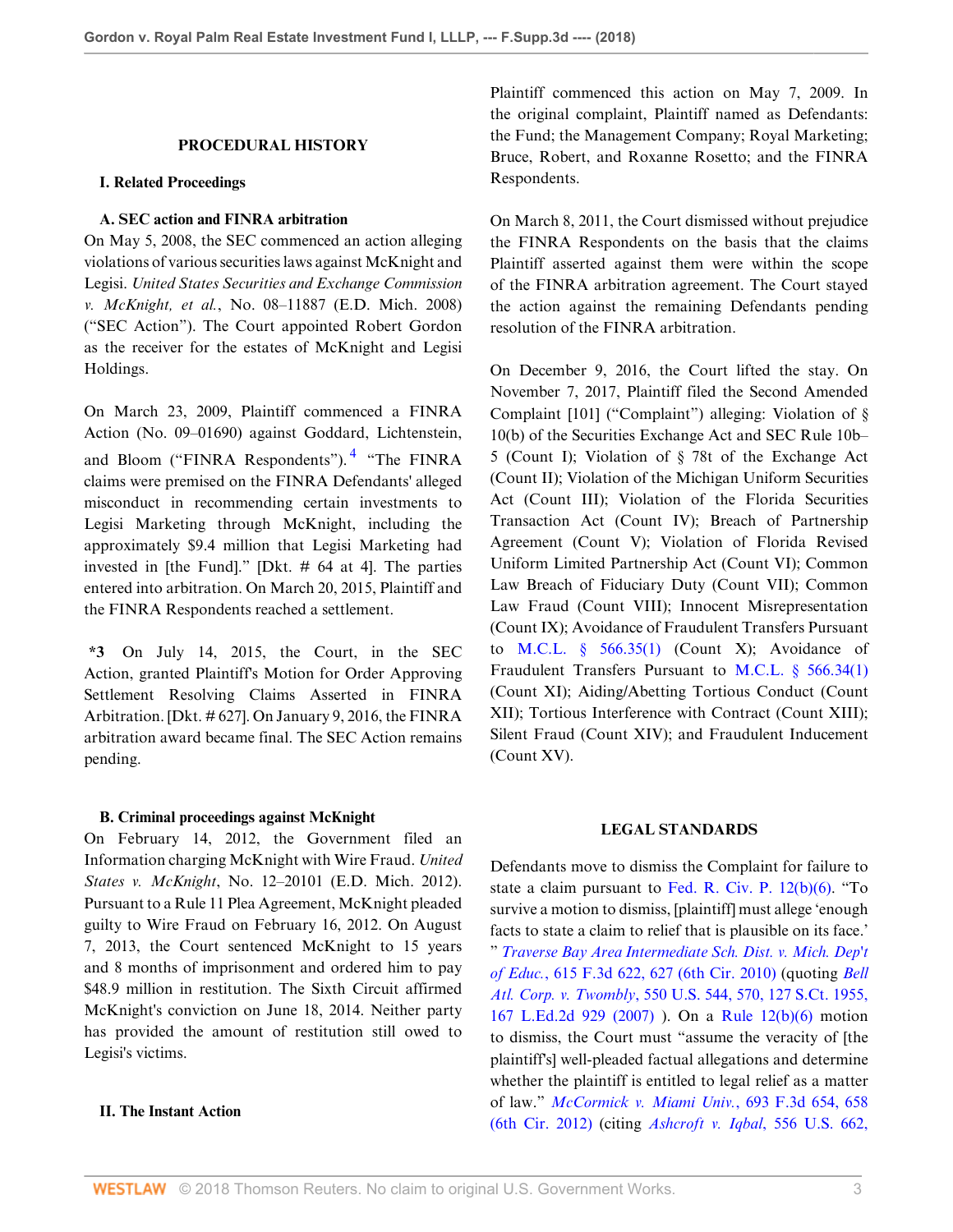## PROCEDURAL HISTORY

### I. Related Proceedings

#### A. SEC action and FINRA arbitration

On May 5, 2008, the SEC commenced an action alleging violations of various securities laws against McKnight and Legisi. *United States Securities and Exchange Commission v. McKnight, et al.*, No. 08–11887 (E.D. Mich. 2008) ("SEC Action"). The Court appointed Robert Gordon as the receiver for the estates of McKnight and Legisi Holdings.

On March 23, 2009, Plaintiff commenced a FINRA Action (No. 09–01690) against Goddard, Lichtenstein, and Bloom ("FINRA Respondents").[4] "The FINRA claims were premised on the FINRA Defendants' alleged misconduct in recommending certain investments to Legisi Marketing through McKnight, including the approximately $9.4 million that Legisi Marketing had invested in [the Fund]." [Dkt. # 64 at 4]. The parties entered into arbitration. On March 20, 2015, Plaintiff and the FINRA Respondents reached a settlement.

**\*3** On July 14, 2015, the Court, in the SEC Action, granted Plaintiff's Motion for Order Approving Settlement Resolving Claims Asserted in FINRA Arbitration. [Dkt. # 627]. On January 9, 2016, the FINRA arbitration award became final. The SEC Action remains pending.

#### B. Criminal proceedings against McKnight

On February 14, 2012, the Government filed an Information charging McKnight with Wire Fraud. *United States v. McKnight*, No. 12–20101 (E.D. Mich. 2012). Pursuant to a Rule 11 Plea Agreement, McKnight pleaded guilty to Wire Fraud on February 16, 2012. On August 7, 2013, the Court sentenced McKnight to 15 years and 8 months of imprisonment and ordered him to pay $48.9 million in restitution. The Sixth Circuit affirmed McKnight's conviction on June 18, 2014. Neither party has provided the amount of restitution still owed to Legisi's victims.

### II. The Instant Action

Plaintiff commenced this action on May 7, 2009. In the original complaint, Plaintiff named as Defendants: the Fund; the Management Company; Royal Marketing; Bruce, Robert, and Roxanne Rosetto; and the FINRA Respondents.

On March 8, 2011, the Court dismissed without prejudice the FINRA Respondents on the basis that the claims Plaintiff asserted against them were within the scope of the FINRA arbitration agreement. The Court stayed the action against the remaining Defendants pending resolution of the FINRA arbitration.

On December 9, 2016, the Court lifted the stay. On November 7, 2017, Plaintiff filed the Second Amended Complaint [101] ("Complaint") alleging: Violation of § 10(b) of the Securities Exchange Act and SEC Rule 10b–5 (Count I); Violation of § 78t of the Exchange Act (Count II); Violation of the Michigan Uniform Securities Act (Count III); Violation of the Florida Securities Transaction Act (Count IV); Breach of Partnership Agreement (Count V); Violation of Florida Revised Uniform Limited Partnership Act (Count VI); Common Law Breach of Fiduciary Duty (Count VII); Common Law Fraud (Count VIII); Innocent Misrepresentation (Count IX); Avoidance of Fraudulent Transfers Pursuant to M.C.L. § 566.35(1) (Count X); Avoidance of Fraudulent Transfers Pursuant to M.C.L. § 566.34(1) (Count XI); Aiding/Abetting Tortious Conduct (Count XII); Tortious Interference with Contract (Count XIII); Silent Fraud (Count XIV); and Fraudulent Inducement (Count XV).

## LEGAL STANDARDS

Defendants move to dismiss the Complaint for failure to state a claim pursuant to Fed. R. Civ. P. 12(b)(6). "To survive a motion to dismiss, [plaintiff] must allege 'enough facts to state a claim to relief that is plausible on its face.' " *Traverse Bay Area Intermediate Sch. Dist. v. Mich. Dep't of Educ.*, 615 F.3d 622, 627 (6th Cir. 2010) (quoting *Bell Atl. Corp. v. Twombly*, 550 U.S. 544, 570, 127 S.Ct. 1955, 167 L.Ed.2d 929 (2007) ). On a Rule 12(b)(6) motion to dismiss, the Court must "assume the veracity of [the plaintiff's] well-pleaded factual allegations and determine whether the plaintiff is entitled to legal relief as a matter of law." *McCormick v. Miami Univ.*, 693 F.3d 654, 658 (6th Cir. 2012) (citing *Ashcroft v. Iqbal*, 556 U.S. 662,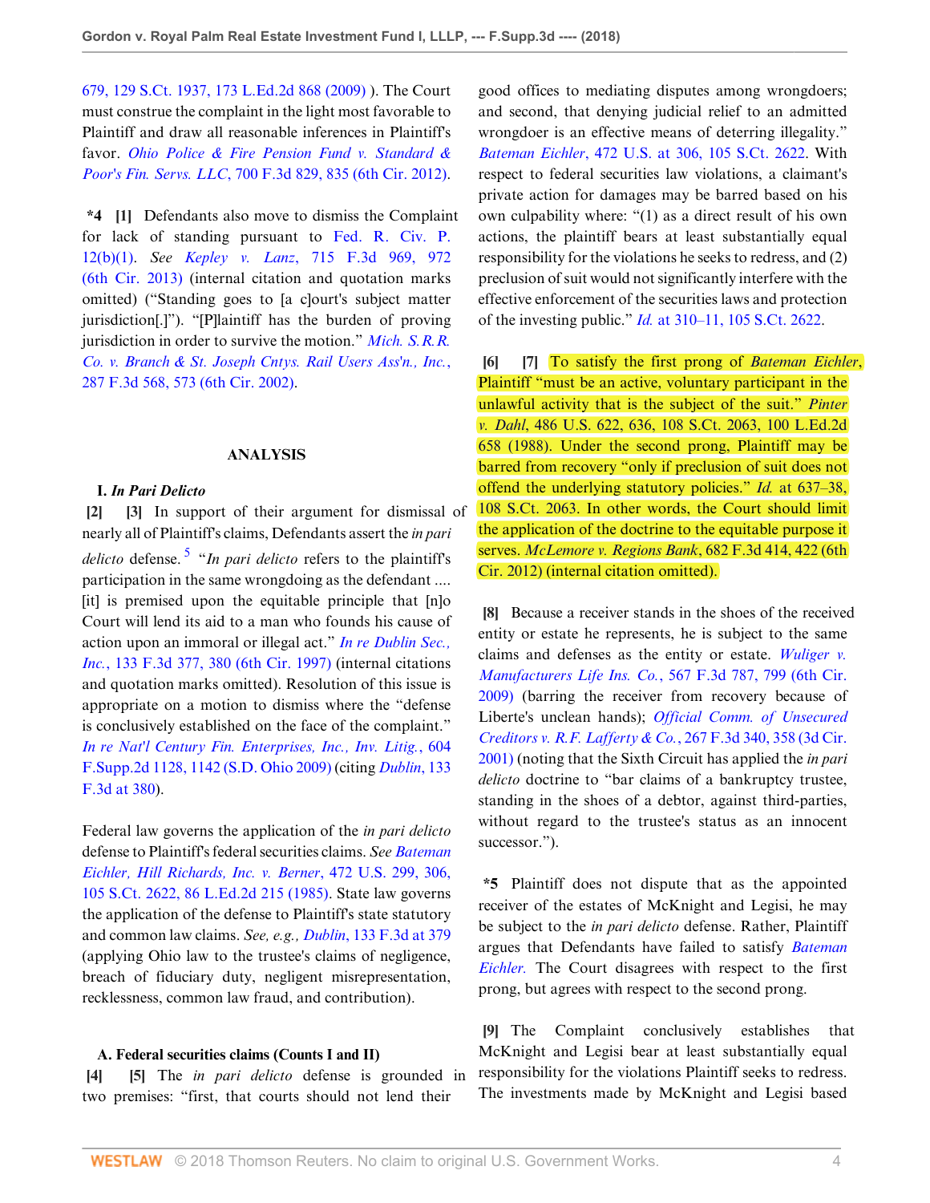679, 129 S.Ct. 1937, 173 L.Ed.2d 868 (2009) ). The Court must construe the complaint in the light most favorable to Plaintiff and draw all reasonable inferences in Plaintiff's favor. *Ohio Police & Fire Pension Fund v. Standard & Poor's Fin. Servs. LLC*, 700 F.3d 829, 835 (6th Cir. 2012).

**\*4** **[1]** Defendants also move to dismiss the Complaint for lack of standing pursuant to Fed. R. Civ. P. 12(b)(1). *See Kepley v. Lanz*, 715 F.3d 969, 972 (6th Cir. 2013) (internal citation and quotation marks omitted) ("Standing goes to [a c]ourt's subject matter jurisdiction[.]"). "[P]laintiff has the burden of proving jurisdiction in order to survive the motion." *Mich. S.R.R. Co. v. Branch & St. Joseph Cntys. Rail Users Ass'n., Inc.*, 287 F.3d 568, 573 (6th Cir. 2002).

## ANALYSIS

### I. *In Pari Delicto*

**[2]** **[3]** In support of their argument for dismissal of nearly all of Plaintiff's claims, Defendants assert the *in pari delicto* defense.[5] "*In pari delicto* refers to the plaintiff's participation in the same wrongdoing as the defendant .... [it] is premised upon the equitable principle that [n]o Court will lend its aid to a man who founds his cause of action upon an immoral or illegal act." *In re Dublin Sec., Inc.*, 133 F.3d 377, 380 (6th Cir. 1997) (internal citations and quotation marks omitted). Resolution of this issue is appropriate on a motion to dismiss where the "defense is conclusively established on the face of the complaint." *In re Nat'l Century Fin. Enterprises, Inc., Inv. Litig.*, 604 F.Supp.2d 1128, 1142 (S.D. Ohio 2009) (citing *Dublin*, 133 F.3d at 380).

Federal law governs the application of the *in pari delicto* defense to Plaintiff's federal securities claims. *See Bateman Eichler, Hill Richards, Inc. v. Berner*, 472 U.S. 299, 306, 105 S.Ct. 2622, 86 L.Ed.2d 215 (1985). State law governs the application of the defense to Plaintiff's state statutory and common law claims. *See, e.g., Dublin*, 133 F.3d at 379 (applying Ohio law to the trustee's claims of negligence, breach of fiduciary duty, negligent misrepresentation, recklessness, common law fraud, and contribution).

#### A. Federal securities claims (Counts I and II)

**[4]** **[5]** The *in pari delicto* defense is grounded in two premises: "first, that courts should not lend their good offices to mediating disputes among wrongdoers; and second, that denying judicial relief to an admitted wrongdoer is an effective means of deterring illegality." *Bateman Eichler*, 472 U.S. at 306, 105 S.Ct. 2622. With respect to federal securities law violations, a claimant's private action for damages may be barred based on his own culpability where: "(1) as a direct result of his own actions, the plaintiff bears at least substantially equal responsibility for the violations he seeks to redress, and (2) preclusion of suit would not significantly interfere with the effective enforcement of the securities laws and protection of the investing public." *Id.* at 310–11, 105 S.Ct. 2622.

**[6]** **[7]** To satisfy the first prong of *Bateman Eichler*, Plaintiff "must be an active, voluntary participant in the unlawful activity that is the subject of the suit." *Pinter v. Dahl*, 486 U.S. 622, 636, 108 S.Ct. 2063, 100 L.Ed.2d 658 (1988). Under the second prong, Plaintiff may be barred from recovery "only if preclusion of suit does not offend the underlying statutory policies." *Id.* at 637–38, 108 S.Ct. 2063. In other words, the Court should limit the application of the doctrine to the equitable purpose it serves. *McLemore v. Regions Bank*, 682 F.3d 414, 422 (6th Cir. 2012) (internal citation omitted).

**[8]** Because a receiver stands in the shoes of the received entity or estate he represents, he is subject to the same claims and defenses as the entity or estate. *Wuliger v. Manufacturers Life Ins. Co.*, 567 F.3d 787, 799 (6th Cir. 2009) (barring the receiver from recovery because of Liberte's unclean hands); *Official Comm. of Unsecured Creditors v. R.F. Lafferty & Co.*, 267 F.3d 340, 358 (3d Cir. 2001) (noting that the Sixth Circuit has applied the *in pari delicto* doctrine to "bar claims of a bankruptcy trustee, standing in the shoes of a debtor, against third-parties, without regard to the trustee's status as an innocent successor.").

**\*5** Plaintiff does not dispute that as the appointed receiver of the estates of McKnight and Legisi, he may be subject to the *in pari delicto* defense. Rather, Plaintiff argues that Defendants have failed to satisfy *Bateman Eichler.* The Court disagrees with respect to the first prong, but agrees with respect to the second prong.

**[9]** The Complaint conclusively establishes that McKnight and Legisi bear at least substantially equal responsibility for the violations Plaintiff seeks to redress. The investments made by McKnight and Legisi based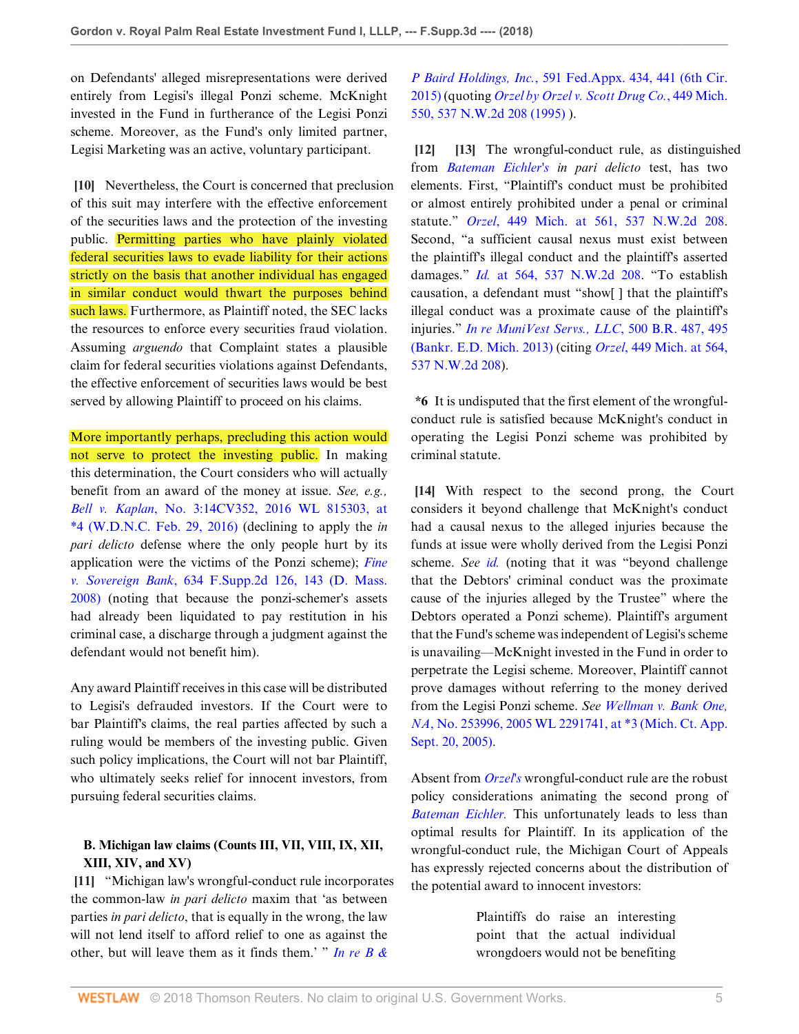on Defendants' alleged misrepresentations were derived entirely from Legisi's illegal Ponzi scheme. McKnight invested in the Fund in furtherance of the Legisi Ponzi scheme. Moreover, as the Fund's only limited partner, Legisi Marketing was an active, voluntary participant.

**[10]** Nevertheless, the Court is concerned that preclusion of this suit may interfere with the effective enforcement of the securities laws and the protection of the investing public. Permitting parties who have plainly violated federal securities laws to evade liability for their actions strictly on the basis that another individual has engaged in similar conduct would thwart the purposes behind such laws. Furthermore, as Plaintiff noted, the SEC lacks the resources to enforce every securities fraud violation. Assuming *arguendo* that Complaint states a plausible claim for federal securities violations against Defendants, the effective enforcement of securities laws would be best served by allowing Plaintiff to proceed on his claims.

More importantly perhaps, precluding this action would not serve to protect the investing public. In making this determination, the Court considers who will actually benefit from an award of the money at issue. *See, e.g., Bell v. Kaplan*, No. 3:14CV352, 2016 WL 815303, at *4 (W.D.N.C. Feb. 29, 2016) (declining to apply the *in pari delicto* defense where the only people hurt by its application were the victims of the Ponzi scheme); *Fine v. Sovereign Bank*, 634 F.Supp.2d 126, 143 (D. Mass. 2008) (noting that because the ponzi-schemer's assets had already been liquidated to pay restitution in his criminal case, a discharge through a judgment against the defendant would not benefit him).

Any award Plaintiff receives in this case will be distributed to Legisi's defrauded investors. If the Court were to bar Plaintiff's claims, the real parties affected by such a ruling would be members of the investing public. Given such policy implications, the Court will not bar Plaintiff, who ultimately seeks relief for innocent investors, from pursuing federal securities claims.

### B. Michigan law claims (Counts III, VII, VIII, IX, XII, XIII, XIV, and XV)

**[11]** "Michigan law's wrongful-conduct rule incorporates the common-law *in pari delicto* maxim that 'as between parties *in pari delicto*, that is equally in the wrong, the law will not lend itself to afford relief to one as against the other, but will leave them as it finds them.' " *In re B & P Baird Holdings, Inc.*, 591 Fed.Appx. 434, 441 (6th Cir. 2015) (quoting *Orzel by Orzel v. Scott Drug Co.*, 449 Mich. 550, 537 N.W.2d 208 (1995) ).

**[12]** **[13]** The wrongful-conduct rule, as distinguished from *Bateman Eichler's* *in pari delicto* test, has two elements. First, "Plaintiff's conduct must be prohibited or almost entirely prohibited under a penal or criminal statute." *Orzel*, 449 Mich. at 561, 537 N.W.2d 208. Second, "a sufficient causal nexus must exist between the plaintiff's illegal conduct and the plaintiff's asserted damages." *Id.* at 564, 537 N.W.2d 208. "To establish causation, a defendant must "show[ ] that the plaintiff's illegal conduct was a proximate cause of the plaintiff's injuries." *In re MuniVest Servs., LLC*, 500 B.R. 487, 495 (Bankr. E.D. Mich. 2013) (citing *Orzel*, 449 Mich. at 564, 537 N.W.2d 208).

**\*6** It is undisputed that the first element of the wrongful-conduct rule is satisfied because McKnight's conduct in operating the Legisi Ponzi scheme was prohibited by criminal statute.

**[14]** With respect to the second prong, the Court considers it beyond challenge that McKnight's conduct had a causal nexus to the alleged injuries because the funds at issue were wholly derived from the Legisi Ponzi scheme. *See id.* (noting that it was "beyond challenge that the Debtors' criminal conduct was the proximate cause of the injuries alleged by the Trustee" where the Debtors operated a Ponzi scheme). Plaintiff's argument that the Fund's scheme was independent of Legisi's scheme is unavailing—McKnight invested in the Fund in order to perpetrate the Legisi scheme. Moreover, Plaintiff cannot prove damages without referring to the money derived from the Legisi Ponzi scheme. *See Wellman v. Bank One, NA*, No. 253996, 2005 WL 2291741, at *3 (Mich. Ct. App. Sept. 20, 2005).

Absent from *Orzel's* wrongful-conduct rule are the robust policy considerations animating the second prong of *Bateman Eichler.* This unfortunately leads to less than optimal results for Plaintiff. In its application of the wrongful-conduct rule, the Michigan Court of Appeals has expressly rejected concerns about the distribution of the potential award to innocent investors:

> Plaintiffs do raise an interesting point that the actual individual wrongdoers would not be benefiting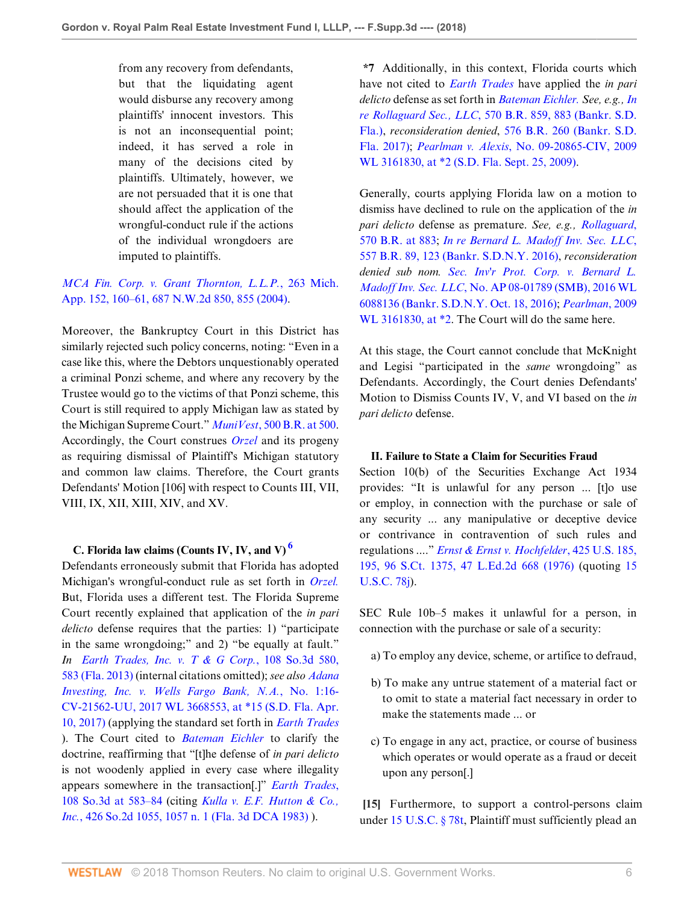from any recovery from defendants, but that the liquidating agent would disburse any recovery among plaintiffs' innocent investors. This is not an inconsequential point; indeed, it has served a role in many of the decisions cited by plaintiffs. Ultimately, however, we are not persuaded that it is one that should affect the application of the wrongful-conduct rule if the actions of the individual wrongdoers are imputed to plaintiffs.

*MCA Fin. Corp. v. Grant Thornton, L.L.P.*, 263 Mich. App. 152, 160–61, 687 N.W.2d 850, 855 (2004).

Moreover, the Bankruptcy Court in this District has similarly rejected such policy concerns, noting: "Even in a case like this, where the Debtors unquestionably operated a criminal Ponzi scheme, and where any recovery by the Trustee would go to the victims of that Ponzi scheme, this Court is still required to apply Michigan law as stated by the Michigan Supreme Court." *MuniVest*, 500 B.R. at 500. Accordingly, the Court construes *Orzel* and its progeny as requiring dismissal of Plaintiff's Michigan statutory and common law claims. Therefore, the Court grants Defendants' Motion [106] with respect to Counts III, VII, VIII, IX, XII, XIII, XIV, and XV.

### C. Florida law claims (Counts IV, IV, and V) [6]

Defendants erroneously submit that Florida has adopted Michigan's wrongful-conduct rule as set forth in *Orzel.* But, Florida uses a different test. The Florida Supreme Court recently explained that application of the *in pari delicto* defense requires that the parties: 1) "participate in the same wrongdoing;" and 2) "be equally at fault." *In Earth Trades, Inc. v. T & G Corp.*, 108 So.3d 580, 583 (Fla. 2013) (internal citations omitted); *see also Adana Investing, Inc. v. Wells Fargo Bank, N.A.*, No. 1:16-CV-21562-UU, 2017 WL 3668553, at *15 (S.D. Fla. Apr. 10, 2017) (applying the standard set forth in *Earth Trades* ). The Court cited to *Bateman Eichler* to clarify the doctrine, reaffirming that "[t]he defense of *in pari delicto* is not woodenly applied in every case where illegality appears somewhere in the transaction[.]" *Earth Trades*, 108 So.3d at 583–84 (citing *Kulla v. E.F. Hutton & Co., Inc.*, 426 So.2d 1055, 1057 n. 1 (Fla. 3d DCA 1983) ).

*7 Additionally, in this context, Florida courts which have not cited to *Earth Trades* have applied the *in pari delicto* defense as set forth in *Bateman Eichler. See, e.g., In re Rollaguard Sec., LLC*, 570 B.R. 859, 883 (Bankr. S.D. Fla.), *reconsideration denied*, 576 B.R. 260 (Bankr. S.D. Fla. 2017); *Pearlman v. Alexis*, No. 09-20865-CIV, 2009 WL 3161830, at *2 (S.D. Fla. Sept. 25, 2009).

Generally, courts applying Florida law on a motion to dismiss have declined to rule on the application of the *in pari delicto* defense as premature. *See, e.g., Rollaguard*, 570 B.R. at 883; *In re Bernard L. Madoff Inv. Sec. LLC*, 557 B.R. 89, 123 (Bankr. S.D.N.Y. 2016), *reconsideration denied sub nom. Sec. Inv'r Prot. Corp. v. Bernard L. Madoff Inv. Sec. LLC*, No. AP 08-01789 (SMB), 2016 WL 6088136 (Bankr. S.D.N.Y. Oct. 18, 2016); *Pearlman*, 2009 WL 3161830, at *2. The Court will do the same here.

At this stage, the Court cannot conclude that McKnight and Legisi "participated in the *same* wrongdoing" as Defendants. Accordingly, the Court denies Defendants' Motion to Dismiss Counts IV, V, and VI based on the *in pari delicto* defense.

### II. Failure to State a Claim for Securities Fraud

Section 10(b) of the Securities Exchange Act 1934 provides: "It is unlawful for any person ... [t]o use or employ, in connection with the purchase or sale of any security ... any manipulative or deceptive device or contrivance in contravention of such rules and regulations ...." *Ernst & Ernst v. Hochfelder*, 425 U.S. 185, 195, 96 S.Ct. 1375, 47 L.Ed.2d 668 (1976) (quoting 15 U.S.C. 78j).

SEC Rule 10b–5 makes it unlawful for a person, in connection with the purchase or sale of a security:

a) To employ any device, scheme, or artifice to defraud,

b) To make any untrue statement of a material fact or to omit to state a material fact necessary in order to make the statements made ... or

c) To engage in any act, practice, or course of business which operates or would operate as a fraud or deceit upon any person[.]

**[15]** Furthermore, to support a control-persons claim under 15 U.S.C. § 78t, Plaintiff must sufficiently plead an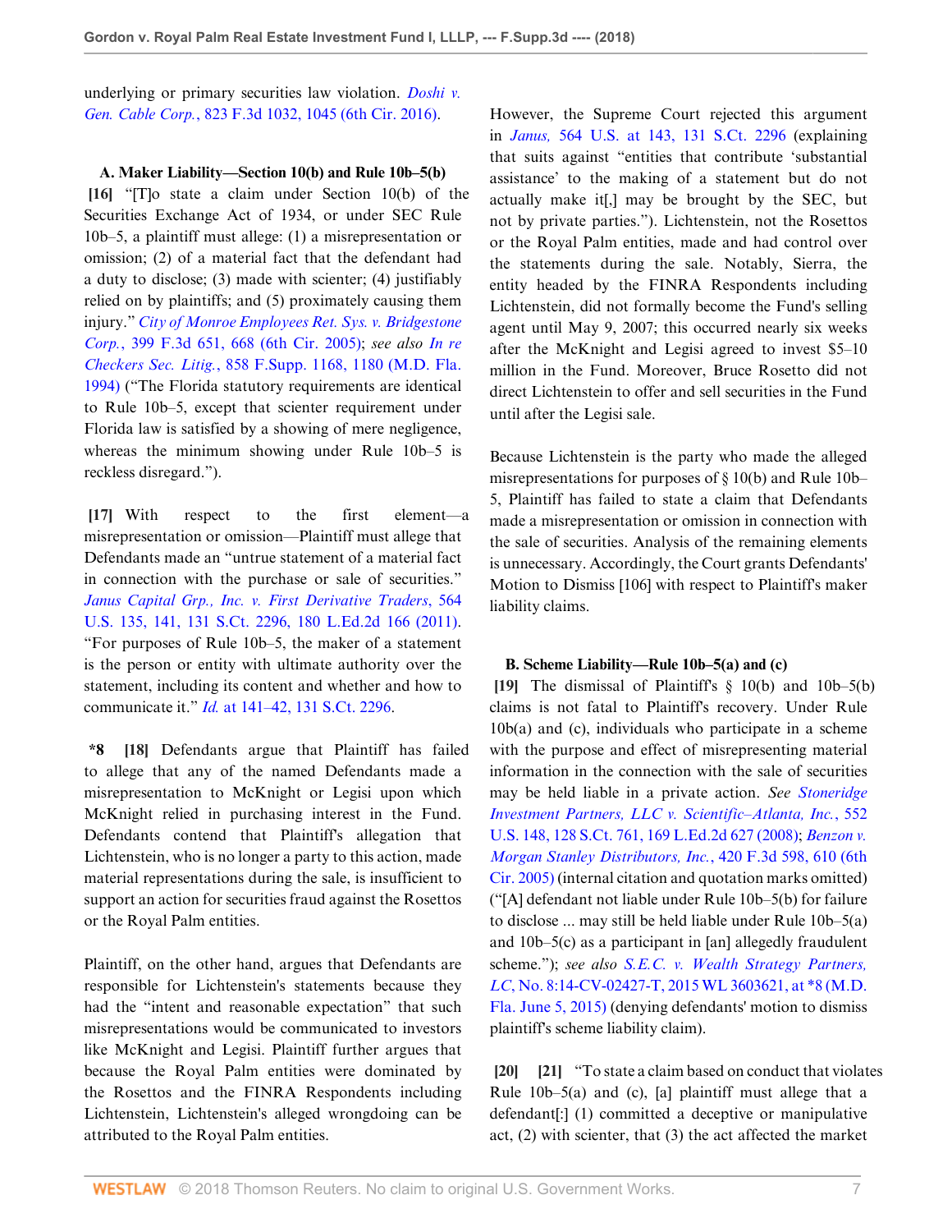underlying or primary securities law violation. *Doshi v. Gen. Cable Corp.*, 823 F.3d 1032, 1045 (6th Cir. 2016).

**A. Maker Liability—Section 10(b) and Rule 10b–5(b)**

**[16]** "[T]o state a claim under Section 10(b) of the Securities Exchange Act of 1934, or under SEC Rule 10b–5, a plaintiff must allege: (1) a misrepresentation or omission; (2) of a material fact that the defendant had a duty to disclose; (3) made with scienter; (4) justifiably relied on by plaintiffs; and (5) proximately causing them injury." *City of Monroe Employees Ret. Sys. v. Bridgestone Corp.*, 399 F.3d 651, 668 (6th Cir. 2005); *see also In re Checkers Sec. Litig.*, 858 F.Supp. 1168, 1180 (M.D. Fla. 1994) ("The Florida statutory requirements are identical to Rule 10b–5, except that scienter requirement under Florida law is satisfied by a showing of mere negligence, whereas the minimum showing under Rule 10b–5 is reckless disregard.").

**[17]** With respect to the first element—a misrepresentation or omission—Plaintiff must allege that Defendants made an "untrue statement of a material fact in connection with the purchase or sale of securities." *Janus Capital Grp., Inc. v. First Derivative Traders*, 564 U.S. 135, 141, 131 S.Ct. 2296, 180 L.Ed.2d 166 (2011). "For purposes of Rule 10b–5, the maker of a statement is the person or entity with ultimate authority over the statement, including its content and whether and how to communicate it." *Id.* at 141–42, 131 S.Ct. 2296.

**\*8 [18]** Defendants argue that Plaintiff has failed to allege that any of the named Defendants made a misrepresentation to McKnight or Legisi upon which McKnight relied in purchasing interest in the Fund. Defendants contend that Plaintiff's allegation that Lichtenstein, who is no longer a party to this action, made material representations during the sale, is insufficient to support an action for securities fraud against the Rosettos or the Royal Palm entities.

Plaintiff, on the other hand, argues that Defendants are responsible for Lichtenstein's statements because they had the "intent and reasonable expectation" that such misrepresentations would be communicated to investors like McKnight and Legisi. Plaintiff further argues that because the Royal Palm entities were dominated by the Rosettos and the FINRA Respondents including Lichtenstein, Lichtenstein's alleged wrongdoing can be attributed to the Royal Palm entities.

However, the Supreme Court rejected this argument in *Janus,* 564 U.S. at 143, 131 S.Ct. 2296 (explaining that suits against "entities that contribute 'substantial assistance' to the making of a statement but do not actually make it[,] may be brought by the SEC, but not by private parties."). Lichtenstein, not the Rosettos or the Royal Palm entities, made and had control over the statements during the sale. Notably, Sierra, the entity headed by the FINRA Respondents including Lichtenstein, did not formally become the Fund's selling agent until May 9, 2007; this occurred nearly six weeks after the McKnight and Legisi agreed to invest $5–10 million in the Fund. Moreover, Bruce Rosetto did not direct Lichtenstein to offer and sell securities in the Fund until after the Legisi sale.

Because Lichtenstein is the party who made the alleged misrepresentations for purposes of § 10(b) and Rule 10b–5, Plaintiff has failed to state a claim that Defendants made a misrepresentation or omission in connection with the sale of securities. Analysis of the remaining elements is unnecessary. Accordingly, the Court grants Defendants' Motion to Dismiss [106] with respect to Plaintiff's maker liability claims.

**B. Scheme Liability—Rule 10b–5(a) and (c)**

**[19]** The dismissal of Plaintiff's § 10(b) and 10b–5(b) claims is not fatal to Plaintiff's recovery. Under Rule 10b(a) and (c), individuals who participate in a scheme with the purpose and effect of misrepresenting material information in the connection with the sale of securities may be held liable in a private action. *See Stoneridge Investment Partners, LLC v. Scientific–Atlanta, Inc.*, 552 U.S. 148, 128 S.Ct. 761, 169 L.Ed.2d 627 (2008); *Benzon v. Morgan Stanley Distributors, Inc.*, 420 F.3d 598, 610 (6th Cir. 2005) (internal citation and quotation marks omitted) ("[A] defendant not liable under Rule 10b–5(b) for failure to disclose ... may still be held liable under Rule 10b–5(a) and 10b–5(c) as a participant in [an] allegedly fraudulent scheme."); *see also S.E.C. v. Wealth Strategy Partners, LC*, No. 8:14-CV-02427-T, 2015 WL 3603621, at *8 (M.D. Fla. June 5, 2015) (denying defendants' motion to dismiss plaintiff's scheme liability claim).

**[20] [21]** "To state a claim based on conduct that violates Rule 10b–5(a) and (c), [a] plaintiff must allege that a defendant[:] (1) committed a deceptive or manipulative act, (2) with scienter, that (3) the act affected the market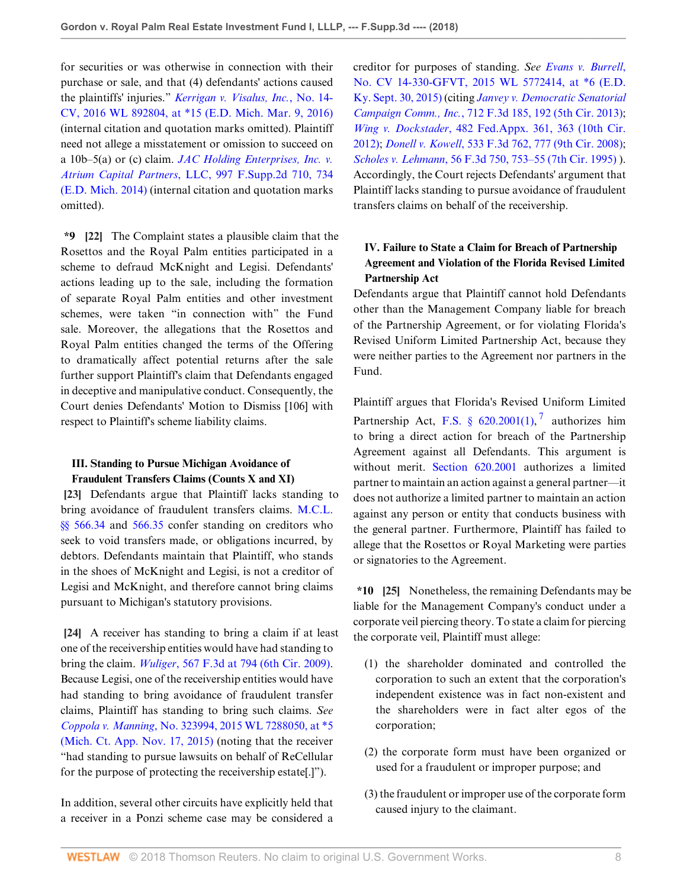for securities or was otherwise in connection with their purchase or sale, and that (4) defendants' actions caused the plaintiffs' injuries." *Kerrigan v. Visalus, Inc.*, No. 14-CV, 2016 WL 892804, at *15 (E.D. Mich. Mar. 9, 2016) (internal citation and quotation marks omitted). Plaintiff need not allege a misstatement or omission to succeed on a 10b–5(a) or (c) claim. *JAC Holding Enterprises, Inc. v. Atrium Capital Partners*, LLC, 997 F.Supp.2d 710, 734 (E.D. Mich. 2014) (internal citation and quotation marks omitted).

**\*9 [22]** The Complaint states a plausible claim that the Rosettos and the Royal Palm entities participated in a scheme to defraud McKnight and Legisi. Defendants' actions leading up to the sale, including the formation of separate Royal Palm entities and other investment schemes, were taken "in connection with" the Fund sale. Moreover, the allegations that the Rosettos and Royal Palm entities changed the terms of the Offering to dramatically affect potential returns after the sale further support Plaintiff's claim that Defendants engaged in deceptive and manipulative conduct. Consequently, the Court denies Defendants' Motion to Dismiss [106] with respect to Plaintiff's scheme liability claims.

### III. Standing to Pursue Michigan Avoidance of Fraudulent Transfers Claims (Counts X and XI)

**[23]** Defendants argue that Plaintiff lacks standing to bring avoidance of fraudulent transfers claims. M.C.L. §§ 566.34 and 566.35 confer standing on creditors who seek to void transfers made, or obligations incurred, by debtors. Defendants maintain that Plaintiff, who stands in the shoes of McKnight and Legisi, is not a creditor of Legisi and McKnight, and therefore cannot bring claims pursuant to Michigan's statutory provisions.

**[24]** A receiver has standing to bring a claim if at least one of the receivership entities would have had standing to bring the claim. *Wuliger*, 567 F.3d at 794 (6th Cir. 2009). Because Legisi, one of the receivership entities would have had standing to bring avoidance of fraudulent transfer claims, Plaintiff has standing to bring such claims. *See Coppola v. Manning*, No. 323994, 2015 WL 7288050, at *5 (Mich. Ct. App. Nov. 17, 2015) (noting that the receiver "had standing to pursue lawsuits on behalf of ReCellular for the purpose of protecting the receivership estate[.]").

In addition, several other circuits have explicitly held that a receiver in a Ponzi scheme case may be considered a creditor for purposes of standing. *See Evans v. Burrell*, No. CV 14-330-GFVT, 2015 WL 5772414, at *6 (E.D. Ky. Sept. 30, 2015) (citing *Janvey v. Democratic Senatorial Campaign Comm., Inc.*, 712 F.3d 185, 192 (5th Cir. 2013); *Wing v. Dockstader*, 482 Fed.Appx. 361, 363 (10th Cir. 2012); *Donell v. Kowell*, 533 F.3d 762, 777 (9th Cir. 2008); *Scholes v. Lehmann*, 56 F.3d 750, 753–55 (7th Cir. 1995) ). Accordingly, the Court rejects Defendants' argument that Plaintiff lacks standing to pursue avoidance of fraudulent transfers claims on behalf of the receivership.

### IV. Failure to State a Claim for Breach of Partnership Agreement and Violation of the Florida Revised Limited Partnership Act

Defendants argue that Plaintiff cannot hold Defendants other than the Management Company liable for breach of the Partnership Agreement, or for violating Florida's Revised Uniform Limited Partnership Act, because they were neither parties to the Agreement nor partners in the Fund.

Plaintiff argues that Florida's Revised Uniform Limited Partnership Act, F.S. § 620.2001(1),[7] authorizes him to bring a direct action for breach of the Partnership Agreement against all Defendants. This argument is without merit. Section 620.2001 authorizes a limited partner to maintain an action against a general partner—it does not authorize a limited partner to maintain an action against any person or entity that conducts business with the general partner. Furthermore, Plaintiff has failed to allege that the Rosettos or Royal Marketing were parties or signatories to the Agreement.

**\*10 [25]** Nonetheless, the remaining Defendants may be liable for the Management Company's conduct under a corporate veil piercing theory. To state a claim for piercing the corporate veil, Plaintiff must allege:

> (1) the shareholder dominated and controlled the corporation to such an extent that the corporation's independent existence was in fact non-existent and the shareholders were in fact alter egos of the corporation;
>
> (2) the corporate form must have been organized or used for a fraudulent or improper purpose; and
>
> (3) the fraudulent or improper use of the corporate form caused injury to the claimant.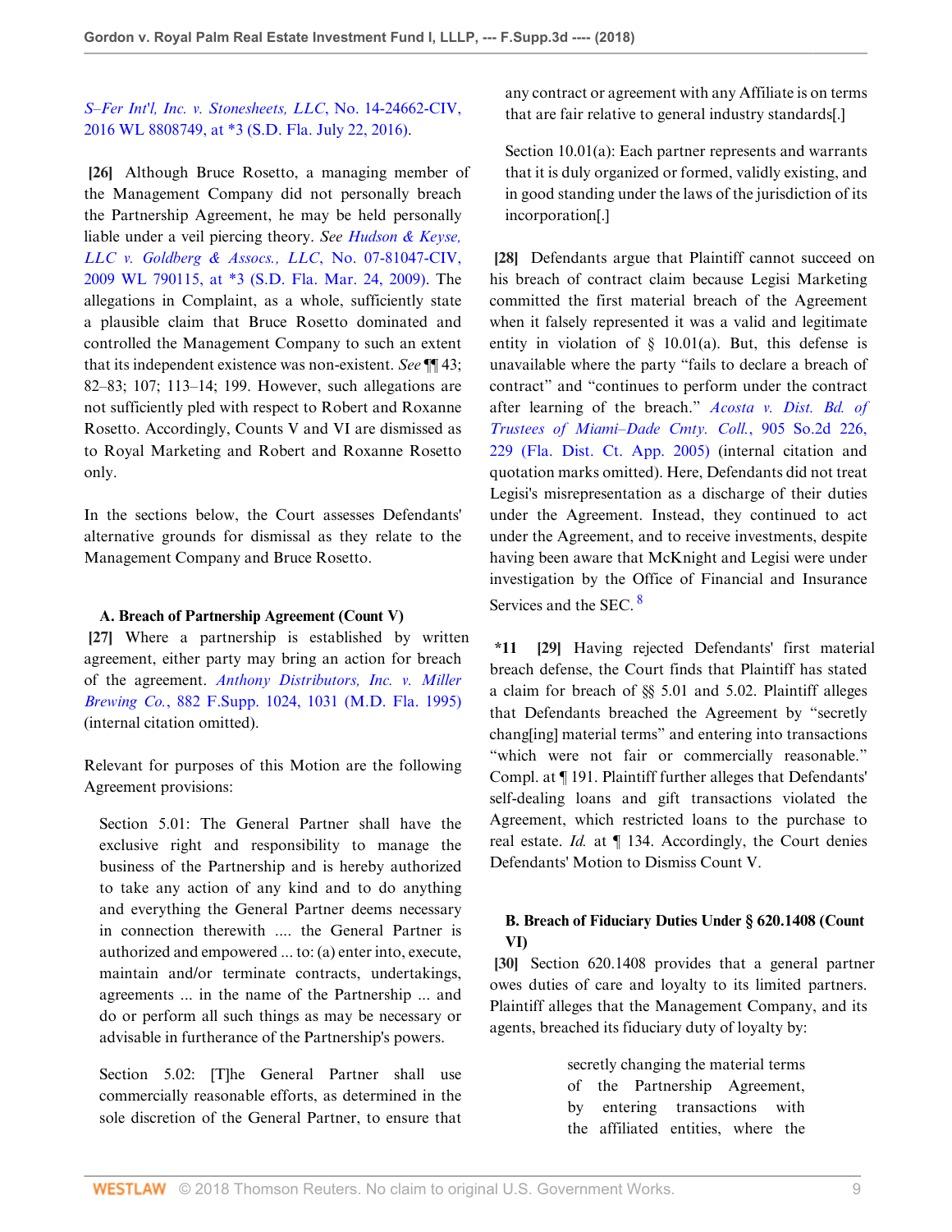*S–Fer Int'l, Inc. v. Stonesheets, LLC*, No. 14-24662-CIV, 2016 WL 8808749, at *3 (S.D. Fla. July 22, 2016).

**[26]** Although Bruce Rosetto, a managing member of the Management Company did not personally breach the Partnership Agreement, he may be held personally liable under a veil piercing theory. *See Hudson & Keyse, LLC v. Goldberg & Assocs., LLC*, No. 07-81047-CIV, 2009 WL 790115, at *3 (S.D. Fla. Mar. 24, 2009). The allegations in Complaint, as a whole, sufficiently state a plausible claim that Bruce Rosetto dominated and controlled the Management Company to such an extent that its independent existence was non-existent. *See* ¶¶ 43; 82–83; 107; 113–14; 199. However, such allegations are not sufficiently pled with respect to Robert and Roxanne Rosetto. Accordingly, Counts V and VI are dismissed as to Royal Marketing and Robert and Roxanne Rosetto only.

In the sections below, the Court assesses Defendants' alternative grounds for dismissal as they relate to the Management Company and Bruce Rosetto.

### A. Breach of Partnership Agreement (Count V)

**[27]** Where a partnership is established by written agreement, either party may bring an action for breach of the agreement. *Anthony Distributors, Inc. v. Miller Brewing Co.*, 882 F.Supp. 1024, 1031 (M.D. Fla. 1995) (internal citation omitted).

Relevant for purposes of this Motion are the following Agreement provisions:

> Section 5.01: The General Partner shall have the exclusive right and responsibility to manage the business of the Partnership and is hereby authorized to take any action of any kind and to do anything and everything the General Partner deems necessary in connection therewith .... the General Partner is authorized and empowered ... to: (a) enter into, execute, maintain and/or terminate contracts, undertakings, agreements ... in the name of the Partnership ... and do or perform all such things as may be necessary or advisable in furtherance of the Partnership's powers.
>
> Section 5.02: [T]he General Partner shall use commercially reasonable efforts, as determined in the sole discretion of the General Partner, to ensure that any contract or agreement with any Affiliate is on terms that are fair relative to general industry standards[.]
>
> Section 10.01(a): Each partner represents and warrants that it is duly organized or formed, validly existing, and in good standing under the laws of the jurisdiction of its incorporation[.]

**[28]** Defendants argue that Plaintiff cannot succeed on his breach of contract claim because Legisi Marketing committed the first material breach of the Agreement when it falsely represented it was a valid and legitimate entity in violation of § 10.01(a). But, this defense is unavailable where the party "fails to declare a breach of contract" and "continues to perform under the contract after learning of the breach." *Acosta v. Dist. Bd. of Trustees of Miami–Dade Cmty. Coll.*, 905 So.2d 226, 229 (Fla. Dist. Ct. App. 2005) (internal citation and quotation marks omitted). Here, Defendants did not treat Legisi's misrepresentation as a discharge of their duties under the Agreement. Instead, they continued to act under the Agreement, and to receive investments, despite having been aware that McKnight and Legisi were under investigation by the Office of Financial and Insurance Services and the SEC. [8]

***11** **[29]** Having rejected Defendants' first material breach defense, the Court finds that Plaintiff has stated a claim for breach of §§ 5.01 and 5.02. Plaintiff alleges that Defendants breached the Agreement by "secretly chang[ing] material terms" and entering into transactions "which were not fair or commercially reasonable." Compl. at ¶ 191. Plaintiff further alleges that Defendants' self-dealing loans and gift transactions violated the Agreement, which restricted loans to the purchase to real estate. *Id.* at ¶ 134. Accordingly, the Court denies Defendants' Motion to Dismiss Count V.

### B. Breach of Fiduciary Duties Under § 620.1408 (Count VI)

**[30]** Section 620.1408 provides that a general partner owes duties of care and loyalty to its limited partners. Plaintiff alleges that the Management Company, and its agents, breached its fiduciary duty of loyalty by:

> secretly changing the material terms of the Partnership Agreement, by entering transactions with the affiliated entities, where the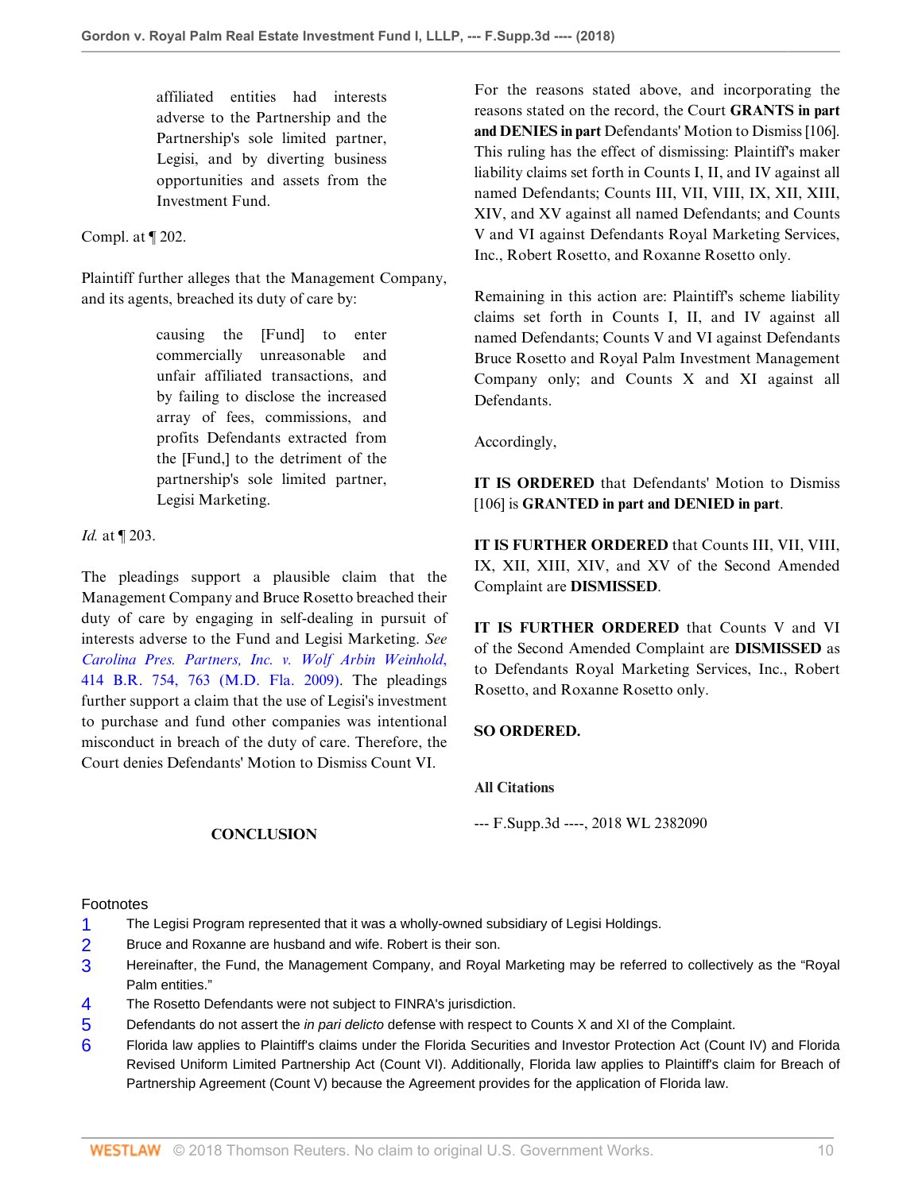affiliated entities had interests adverse to the Partnership's and the Partnership's sole limited partner, Legisi, and by diverting business opportunities and assets from the Investment Fund.

Compl. at ¶ 202.

Plaintiff further alleges that the Management Company, and its agents, breached its duty of care by:

> causing the [Fund] to enter commercially unreasonable and unfair affiliated transactions, and by failing to disclose the increased array of fees, commissions, and profits Defendants extracted from the [Fund,] to the detriment of the partnership's sole limited partner, Legisi Marketing.

*Id.* at ¶ 203.

The pleadings support a plausible claim that the Management Company and Bruce Rosetto breached their duty of care by engaging in self-dealing in pursuit of interests adverse to the Fund and Legisi Marketing. *See* *Carolina Pres. Partners, Inc. v. Wolf Arbin Weinhold*, 414 B.R. 754, 763 (M.D. Fla. 2009). The pleadings further support a claim that the use of Legisi's investment to purchase and fund other companies was intentional misconduct in breach of the duty of care. Therefore, the Court denies Defendants' Motion to Dismiss Count VI.

## CONCLUSION

For the reasons stated above, and incorporating the reasons stated on the record, the Court **GRANTS in part and DENIES in part** Defendants' Motion to Dismiss [106]. This ruling has the effect of dismissing: Plaintiff's maker liability claims set forth in Counts I, II, and IV against all named Defendants; Counts III, VII, VIII, IX, XII, XIII, XIV, and XV against all named Defendants; and Counts V and VI against Defendants Royal Marketing Services, Inc., Robert Rosetto, and Roxanne Rosetto only.

Remaining in this action are: Plaintiff's scheme liability claims set forth in Counts I, II, and IV against all named Defendants; Counts V and VI against Defendants Bruce Rosetto and Royal Palm Investment Management Company only; and Counts X and XI against all Defendants.

Accordingly,

**IT IS ORDERED** that Defendants' Motion to Dismiss [106] is **GRANTED in part and DENIED in part**.

**IT IS FURTHER ORDERED** that Counts III, VII, VIII, IX, XII, XIII, XIV, and XV of the Second Amended Complaint are **DISMISSED**.

**IT IS FURTHER ORDERED** that Counts V and VI of the Second Amended Complaint are **DISMISSED** as to Defendants Royal Marketing Services, Inc., Robert Rosetto, and Roxanne Rosetto only.

**SO ORDERED.**

**All Citations**

--- F.Supp.3d ----, 2018 WL 2382090

Footnotes

1. The Legisi Program represented that it was a wholly-owned subsidiary of Legisi Holdings.
2. Bruce and Roxanne are husband and wife. Robert is their son.
3. Hereinafter, the Fund, the Management Company, and Royal Marketing may be referred to collectively as the "Royal Palm entities."
4. The Rosetto Defendants were not subject to FINRA's jurisdiction.
5. Defendants do not assert the *in pari delicto* defense with respect to Counts X and XI of the Complaint.
6. Florida law applies to Plaintiff's claims under the Florida Securities and Investor Protection Act (Count IV) and Florida Revised Uniform Limited Partnership Act (Count VI). Additionally, Florida law applies to Plaintiff's claim for Breach of Partnership Agreement (Count V) because the Agreement provides for the application of Florida law.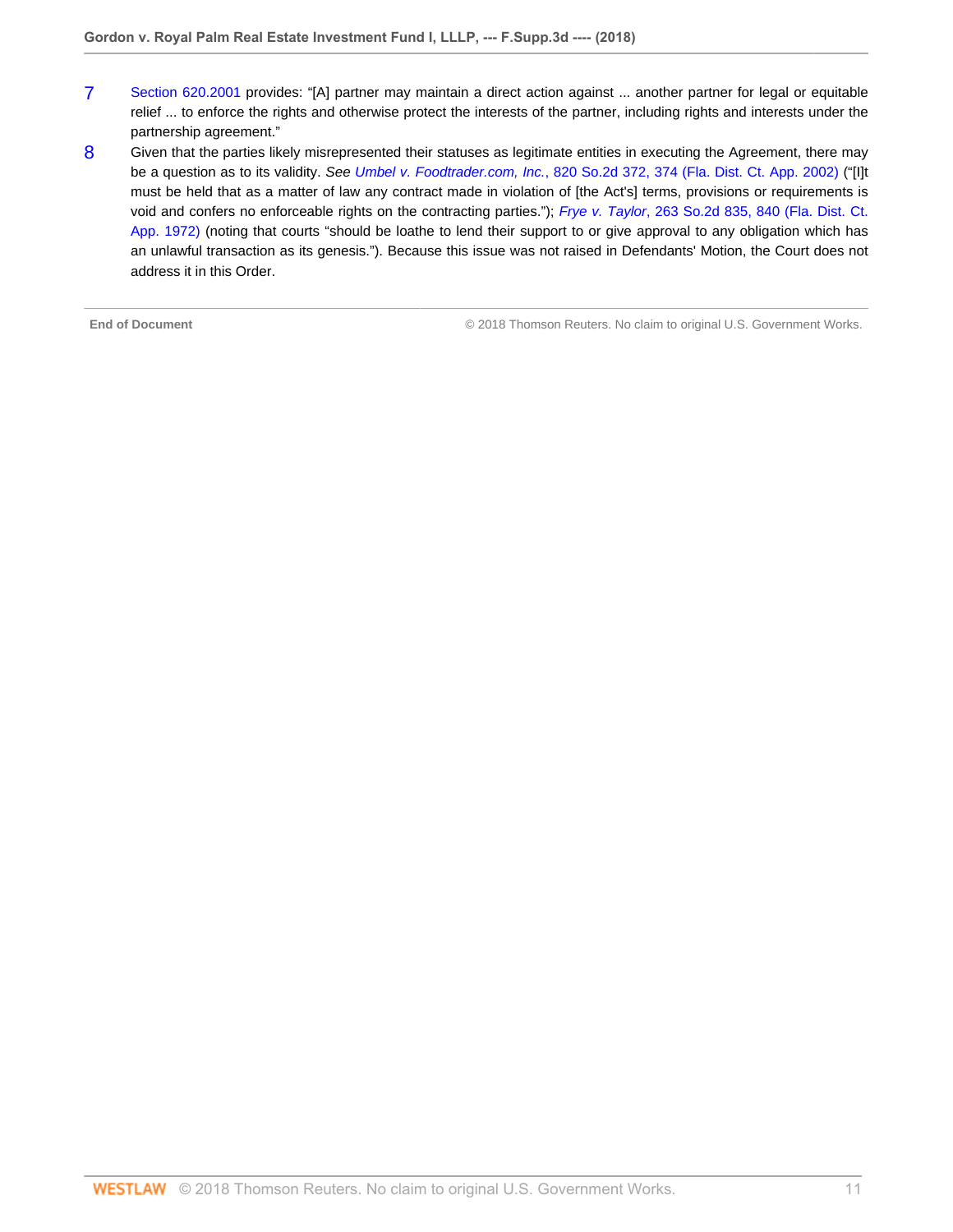7 Section 620.2001 provides: "[A] partner may maintain a direct action against ... another partner for legal or equitable relief ... to enforce the rights and otherwise protect the interests of the partner, including rights and interests under the partnership agreement."

8 Given that the parties likely misrepresented their statuses as legitimate entities in executing the Agreement, there may be a question as to its validity. *See* *Umbel v. Foodtrader.com, Inc.*, 820 So.2d 372, 374 (Fla. Dist. Ct. App. 2002) ("[I]t must be held that as a matter of law any contract made in violation of [the Act's] terms, provisions or requirements is void and confers no enforceable rights on the contracting parties."); *Frye v. Taylor*, 263 So.2d 835, 840 (Fla. Dist. Ct. App. 1972) (noting that courts "should be loathe to lend their support to or give approval to any obligation which has an unlawful transaction as its genesis."). Because this issue was not raised in Defendants' Motion, the Court does not address it in this Order.

**End of Document** © 2018 Thomson Reuters. No claim to original U.S. Government Works.